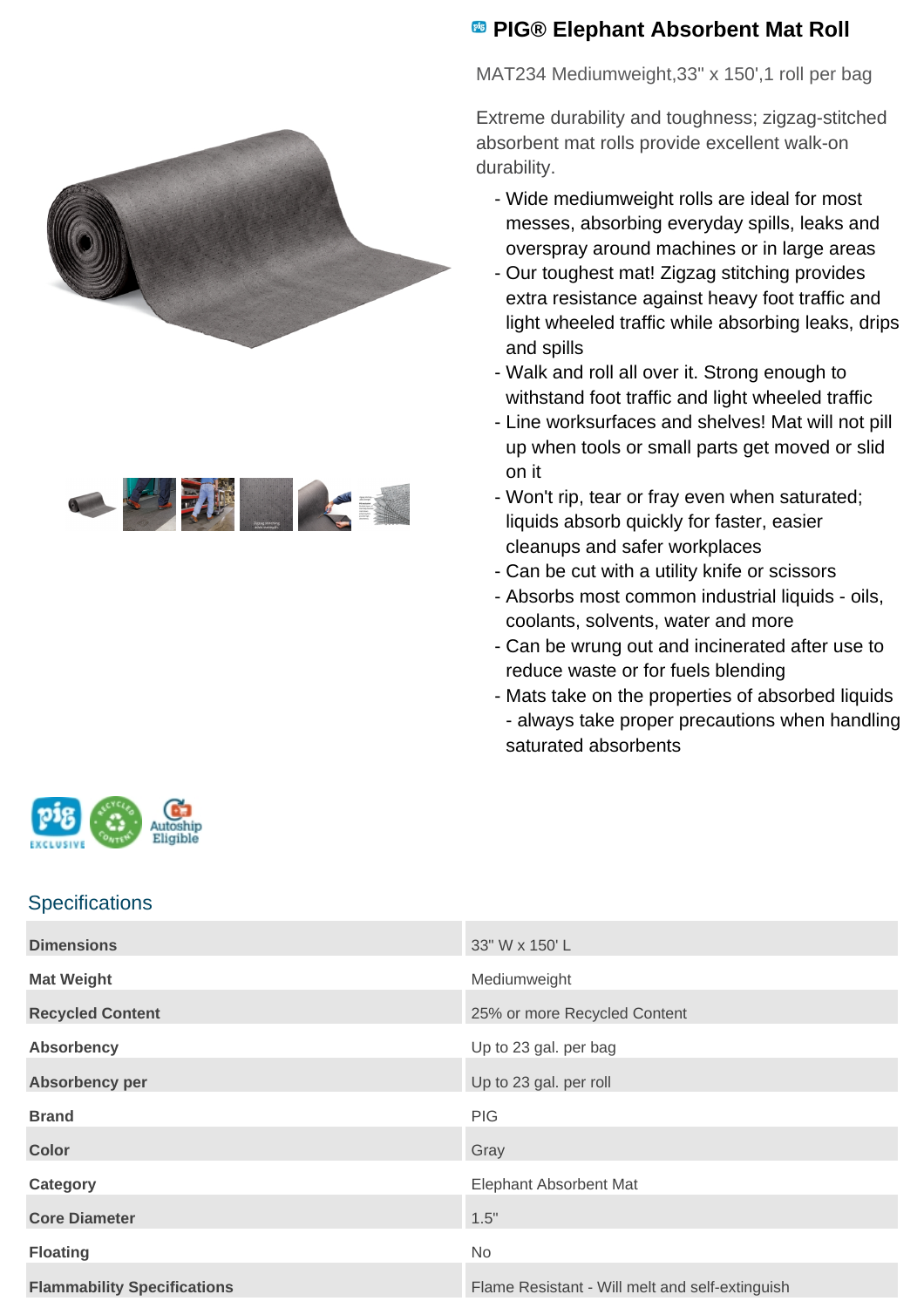# PIG® Elephant Absorbent Mat Roll

MAT234 Mediumweight,33" x 150',1 roll per bag

Extreme durability and toughness; zigzag-stitched absorbent mat rolls provide excellent walk-on durability.

- Wide mediumweight rolls are ideal for most messes, absorbing everyday spills, leaks and overspray around machines or in large areas
- Our toughest mat! Zigzag stitching provides extra resistance against heavy foot traffic and light wheeled traffic while absorbing leaks, drips and spills
- Walk and roll all over it. Strong enough to withstand foot traffic and light wheeled traffic
- Line worksurfaces and shelves! Mat will not pill up when tools or small parts get moved or slid on it
- Won't rip, tear or fray even when saturated; liquids absorb quickly for faster, easier cleanups and safer workplaces
- Can be cut with a utility knife or scissors
- Absorbs most common industrial liquids - oils, coolants, solvents, water and more
- Can be wrung out and incinerated after use to reduce waste or for fuels blending
- Mats take on the properties of absorbed liquids - always take proper precautions when handling saturated absorbents

pig EXCLUSIVE · RECYCLED CONTENT · Autoship Eligible

## Specifications

| | |
|---|---|
| **Dimensions** | 33" W x 150' L |
| **Mat Weight** | Mediumweight |
| **Recycled Content** | 25% or more Recycled Content |
| **Absorbency** | Up to 23 gal. per bag |
| **Absorbency per** | Up to 23 gal. per roll |
| **Brand** | PIG |
| **Color** | Gray |
| **Category** | Elephant Absorbent Mat |
| **Core Diameter** | 1.5" |
| **Floating** | No |
| **Flammability Specifications** | Flame Resistant - Will melt and self-extinguish |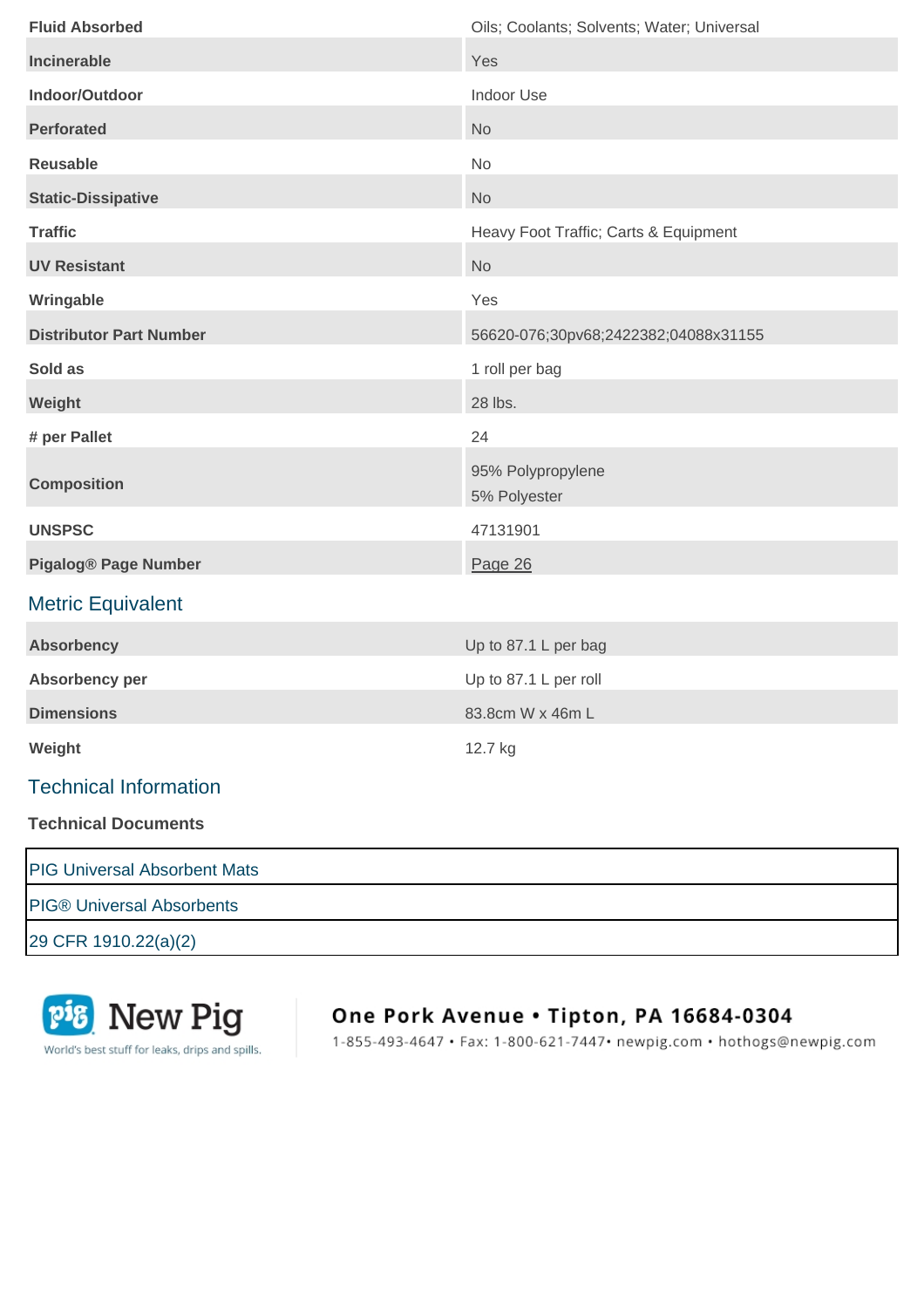| | |
|---|---|
| **Fluid Absorbed** | Oils; Coolants; Solvents; Water; Universal |
| **Incinerable** | Yes |
| **Indoor/Outdoor** | Indoor Use |
| **Perforated** | No |
| **Reusable** | No |
| **Static-Dissipative** | No |
| **Traffic** | Heavy Foot Traffic; Carts & Equipment |
| **UV Resistant** | No |
| **Wringable** | Yes |
| **Distributor Part Number** | 56620-076;30pv68;2422382;04088x31155 |
| **Sold as** | 1 roll per bag |
| **Weight** | 28 lbs. |
| **# per Pallet** | 24 |
| **Composition** | 95% Polypropylene<br>5% Polyester |
| **UNSPSC** | 47131901 |
| **Pigalog® Page Number** | Page 26 |

## Metric Equivalent

| | |
|---|---|
| **Absorbency** | Up to 87.1 L per bag |
| **Absorbency per** | Up to 87.1 L per roll |
| **Dimensions** | 83.8cm W x 46m L |
| **Weight** | 12.7 kg |

## Technical Information

**Technical Documents**

- PIG Universal Absorbent Mats
- PIG® Universal Absorbents
- 29 CFR 1910.22(a)(2)

New Pig
World's best stuff for leaks, drips and spills.

One Pork Avenue • Tipton, PA 16684-0304
1-855-493-4647 • Fax: 1-800-621-7447• newpig.com • hothogs@newpig.com